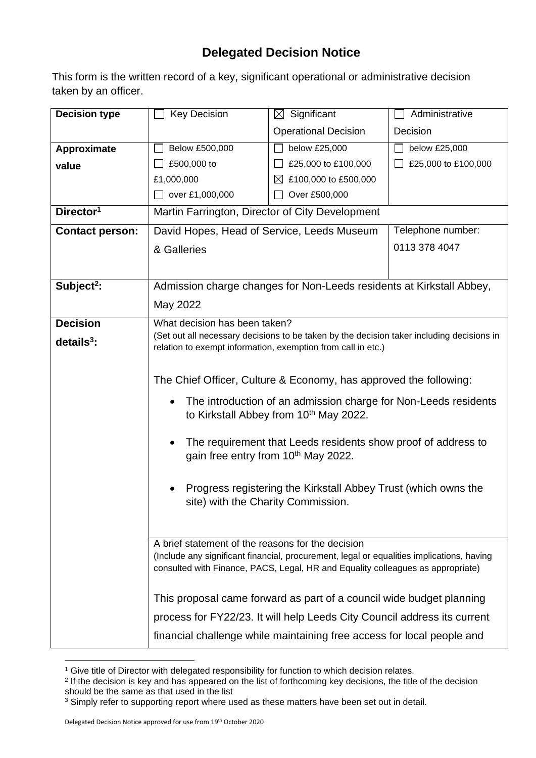# Delegated Decision Notice

This form is the written record of a key, significant operational or administrative decision taken by an officer.

| **Decision type** | ☐ Key Decision | ☒ Significant Operational Decision | ☐ Administrative Decision |
|---|---|---|---|
| **Approximate value** | ☐ Below £500,000<br>☐ £500,000 to £1,000,000<br>☐ over £1,000,000 | ☐ below £25,000<br>☐ £25,000 to £100,000<br>☒ £100,000 to £500,000<br>☐ Over £500,000 | ☐ below £25,000<br>☐ £25,000 to £100,000 |
| **Director[1]** | Martin Farrington, Director of City Development | | |
| **Contact person:** | David Hopes, Head of Service, Leeds Museum & Galleries | | Telephone number: 0113 378 4047 |
| **Subject[2]:** | Admission charge changes for Non-Leeds residents at Kirkstall Abbey, May 2022 | | |
| **Decision details[3]:** | What decision has been taken?<br>(Set out all necessary decisions to be taken by the decision taker including decisions in relation to exempt information, exemption from call in etc.)<br><br>The Chief Officer, Culture & Economy, has approved the following:<br><br>• The introduction of an admission charge for Non-Leeds residents to Kirkstall Abbey from 10th May 2022.<br><br>• The requirement that Leeds residents show proof of address to gain free entry from 10th May 2022.<br><br>• Progress registering the Kirkstall Abbey Trust (which owns the site) with the Charity Commission. | | |
| | A brief statement of the reasons for the decision<br>(Include any significant financial, procurement, legal or equalities implications, having consulted with Finance, PACS, Legal, HR and Equality colleagues as appropriate)<br><br>This proposal came forward as part of a council wide budget planning process for FY22/23. It will help Leeds City Council address its current financial challenge while maintaining free access for local people and | | |

[1] Give title of Director with delegated responsibility for function to which decision relates.

[2] If the decision is key and has appeared on the list of forthcoming key decisions, the title of the decision should be the same as that used in the list

[3] Simply refer to supporting report where used as these matters have been set out in detail.

Delegated Decision Notice approved for use from 19th October 2020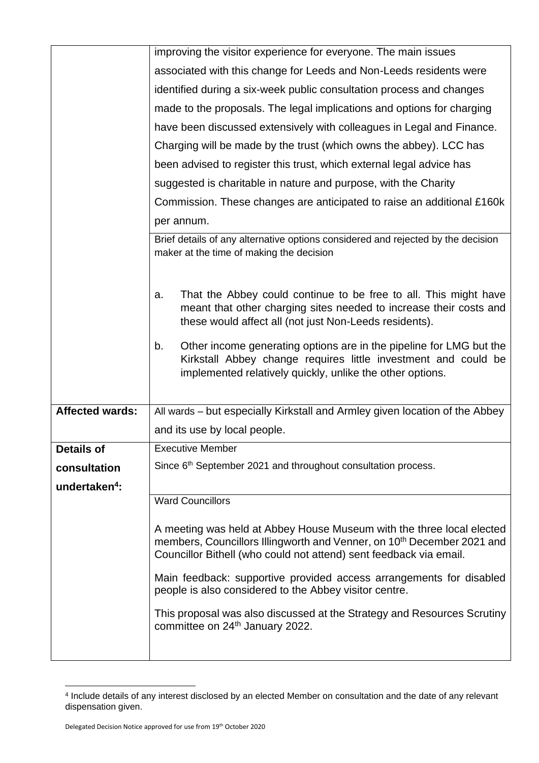| | |
|---|---|
| | improving the visitor experience for everyone. The main issues associated with this change for Leeds and Non-Leeds residents were identified during a six-week public consultation process and changes made to the proposals. The legal implications and options for charging have been discussed extensively with colleagues in Legal and Finance. Charging will be made by the trust (which owns the abbey). LCC has been advised to register this trust, which external legal advice has suggested is charitable in nature and purpose, with the Charity Commission. These changes are anticipated to raise an additional £160k per annum. |
| | Brief details of any alternative options considered and rejected by the decision maker at the time of making the decision<br><br>a. That the Abbey could continue to be free to all. This might have meant that other charging sites needed to increase their costs and these would affect all (not just Non-Leeds residents).<br><br>b. Other income generating options are in the pipeline for LMG but the Kirkstall Abbey change requires little investment and could be implemented relatively quickly, unlike the other options. |
| **Affected wards:** | All wards – but especially Kirkstall and Armley given location of the Abbey and its use by local people. |
| **Details of consultation undertaken[4]:** | Executive Member<br><br>Since 6th September 2021 and throughout consultation process. |
| | Ward Councillors<br><br>A meeting was held at Abbey House Museum with the three local elected members, Councillors Illingworth and Venner, on 10th December 2021 and Councillor Bithell (who could not attend) sent feedback via email.<br><br>Main feedback: supportive provided access arrangements for disabled people is also considered to the Abbey visitor centre.<br><br>This proposal was also discussed at the Strategy and Resources Scrutiny committee on 24th January 2022. |

[4] Include details of any interest disclosed by an elected Member on consultation and the date of any relevant dispensation given.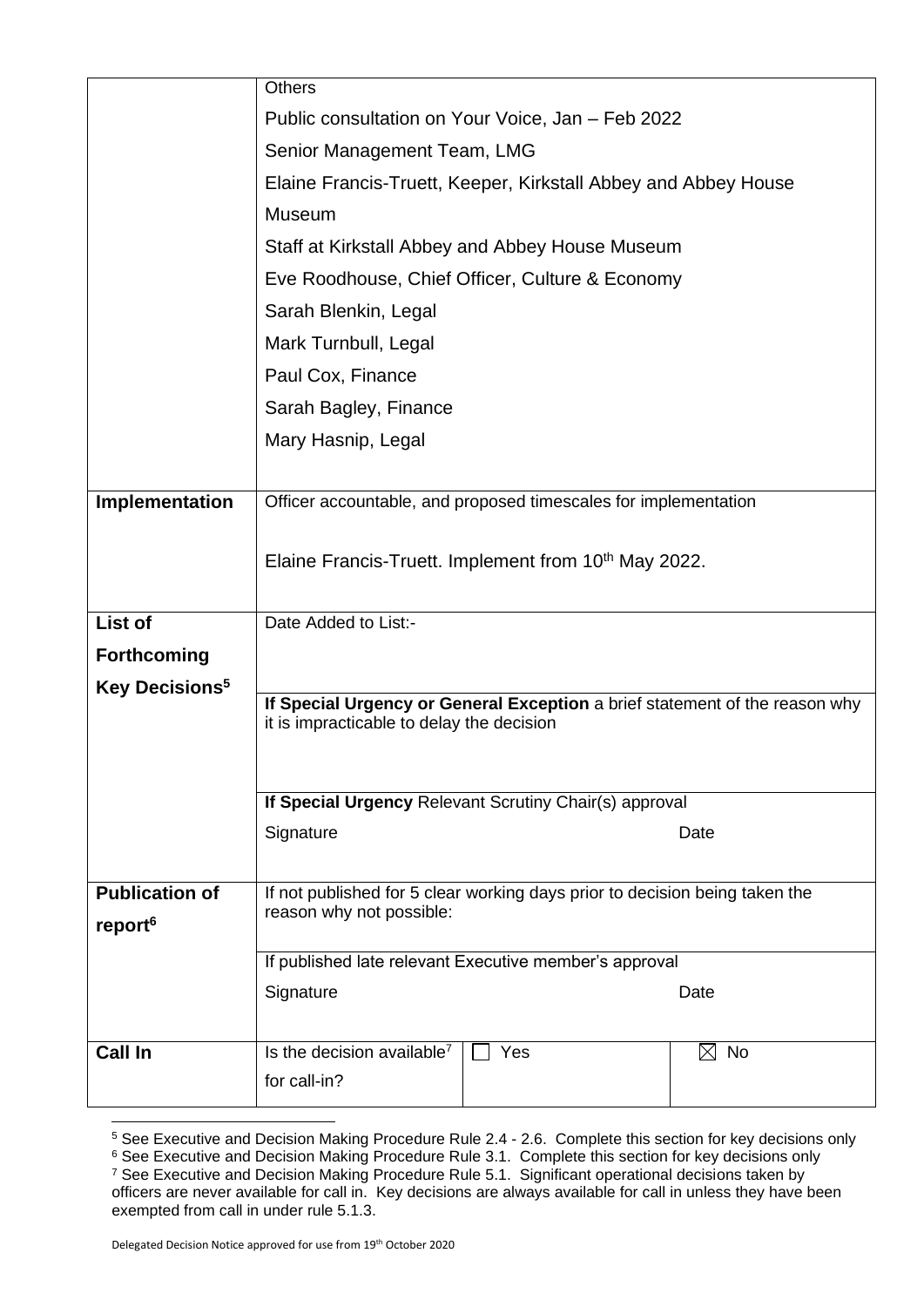| | | | |
|---|---|---|---|
| | Others<br><br>Public consultation on Your Voice, Jan – Feb 2022<br><br>Senior Management Team, LMG<br><br>Elaine Francis-Truett, Keeper, Kirkstall Abbey and Abbey House Museum<br><br>Staff at Kirkstall Abbey and Abbey House Museum<br><br>Eve Roodhouse, Chief Officer, Culture & Economy<br><br>Sarah Blenkin, Legal<br><br>Mark Turnbull, Legal<br><br>Paul Cox, Finance<br><br>Sarah Bagley, Finance<br><br>Mary Hasnip, Legal | | |
| **Implementation** | Officer accountable, and proposed timescales for implementation<br><br>Elaine Francis-Truett. Implement from 10th May 2022. | | |
| **List of Forthcoming Key Decisions**[5] | Date Added to List:- | | |
| | **If Special Urgency or General Exception** a brief statement of the reason why it is impracticable to delay the decision | | |
| | **If Special Urgency** Relevant Scrutiny Chair(s) approval<br><br>Signature | | Date |
| **Publication of report**[6] | If not published for 5 clear working days prior to decision being taken the reason why not possible: | | |
| | If published late relevant Executive member's approval<br><br>Signature | | Date |
| **Call In** | Is the decision available[7] for call-in? | ☐ Yes | ☒ No |

[5] See Executive and Decision Making Procedure Rule 2.4 - 2.6. Complete this section for key decisions only

[6] See Executive and Decision Making Procedure Rule 3.1. Complete this section for key decisions only

[7] See Executive and Decision Making Procedure Rule 5.1. Significant operational decisions taken by officers are never available for call in. Key decisions are always available for call in unless they have been exempted from call in under rule 5.1.3.

Delegated Decision Notice approved for use from 19th October 2020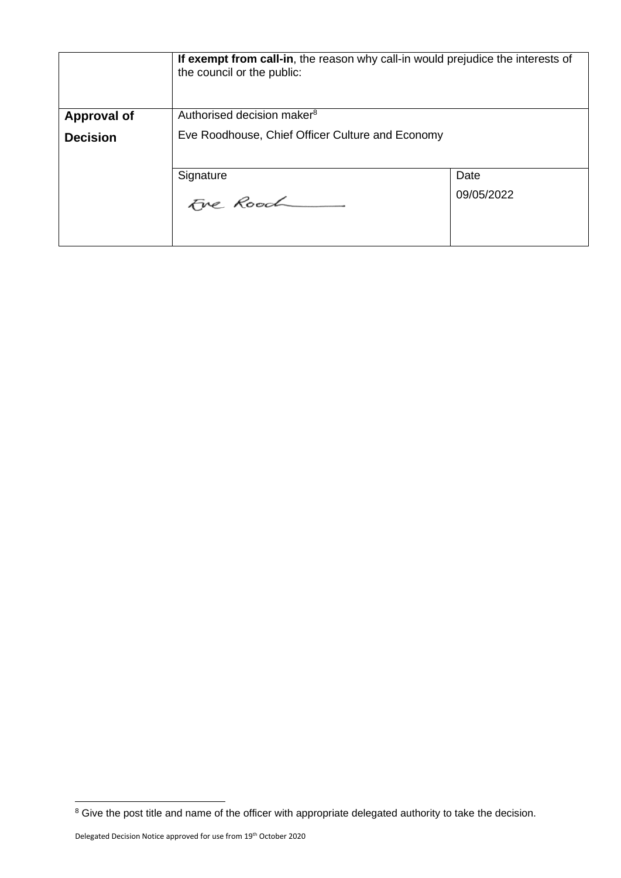| | | |
|---|---|---|
| | **If exempt from call-in**, the reason why call-in would prejudice the interests of the council or the public: | |
| **Approval of Decision** | Authorised decision maker[8]<br>Eve Roodhouse, Chief Officer Culture and Economy | |
| | Signature<br>Eve Rood | Date<br>09/05/2022 |

[8] Give the post title and name of the officer with appropriate delegated authority to take the decision.

Delegated Decision Notice approved for use from 19th October 2020